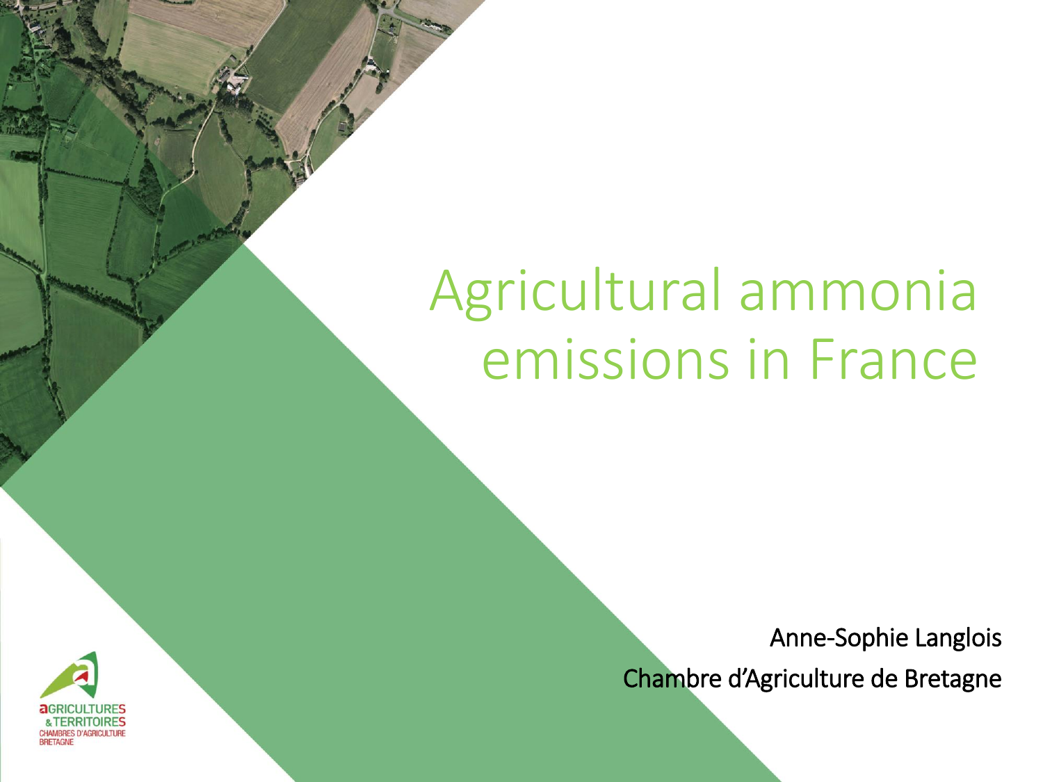# Agricultural ammonia emissions in France

Anne-Sophie Langlois

Chambre d'Agriculture de Bretagne

AGRICULTURES & TERRITOIRES
CHAMBRES D'AGRICULTURE
BRETAGNE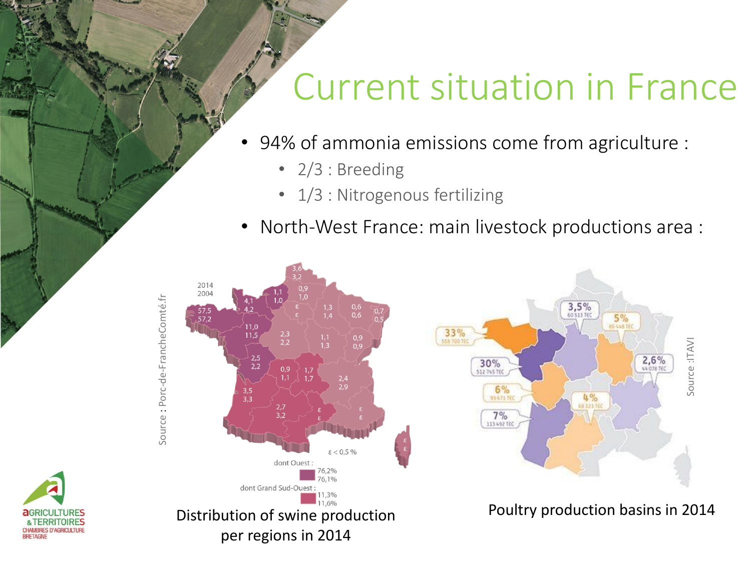# Current situation in France

- 94% of ammonia emissions come from agriculture :
  - 2/3 : Breeding
  - 1/3 : Nitrogenous fertilizing
- North-West France: main livestock productions area :

Source : Porc-de-FrancheComté.fr

Distribution of swine production per regions in 2014

Source :ITAVI

Poultry production basins in 2014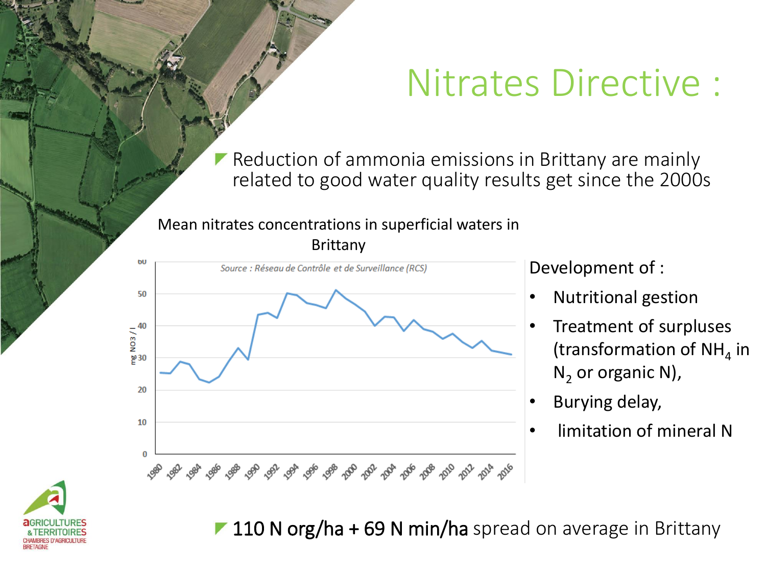# Nitrates Directive :

- Reduction of ammonia emissions in Brittany are mainly related to good water quality results get since the 2000s

Mean nitrates concentrations in superficial waters in Brittany

*Source : Réseau de Contrôle et de Surveillance (RCS)*

Development of :

- Nutritional gestion
- Treatment of surpluses (transformation of $NH_4$ in $N_2$ or organic N),
- Burying delay,
- limitation of mineral N

- **110 N org/ha + 69 N min/ha** spread on average in Brittany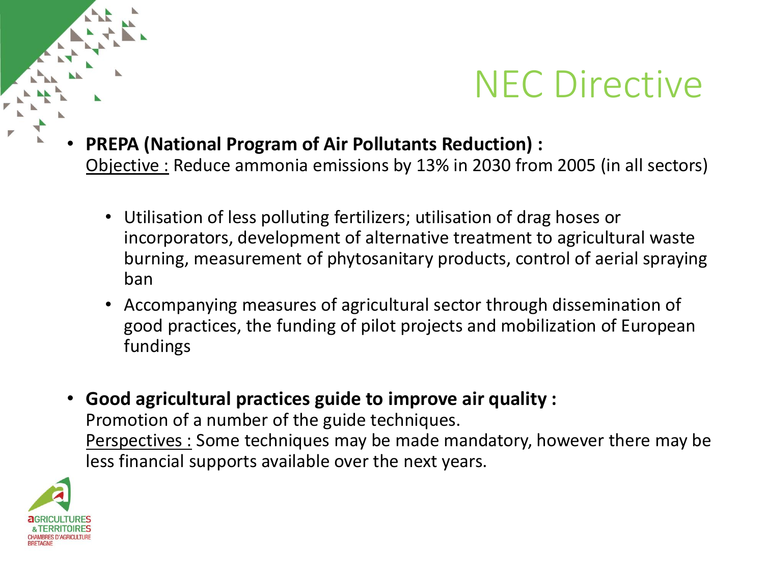# NEC Directive

- **PREPA (National Program of Air Pollutants Reduction) :**
  Objective : Reduce ammonia emissions by 13% in 2030 from 2005 (in all sectors)

  - Utilisation of less polluting fertilizers; utilisation of drag hoses or incorporators, development of alternative treatment to agricultural waste burning, measurement of phytosanitary products, control of aerial spraying ban
  - Accompanying measures of agricultural sector through dissemination of good practices, the funding of pilot projects and mobilization of European fundings

- **Good agricultural practices guide to improve air quality :**
  Promotion of a number of the guide techniques.
  Perspectives : Some techniques may be made mandatory, however there may be less financial supports available over the next years.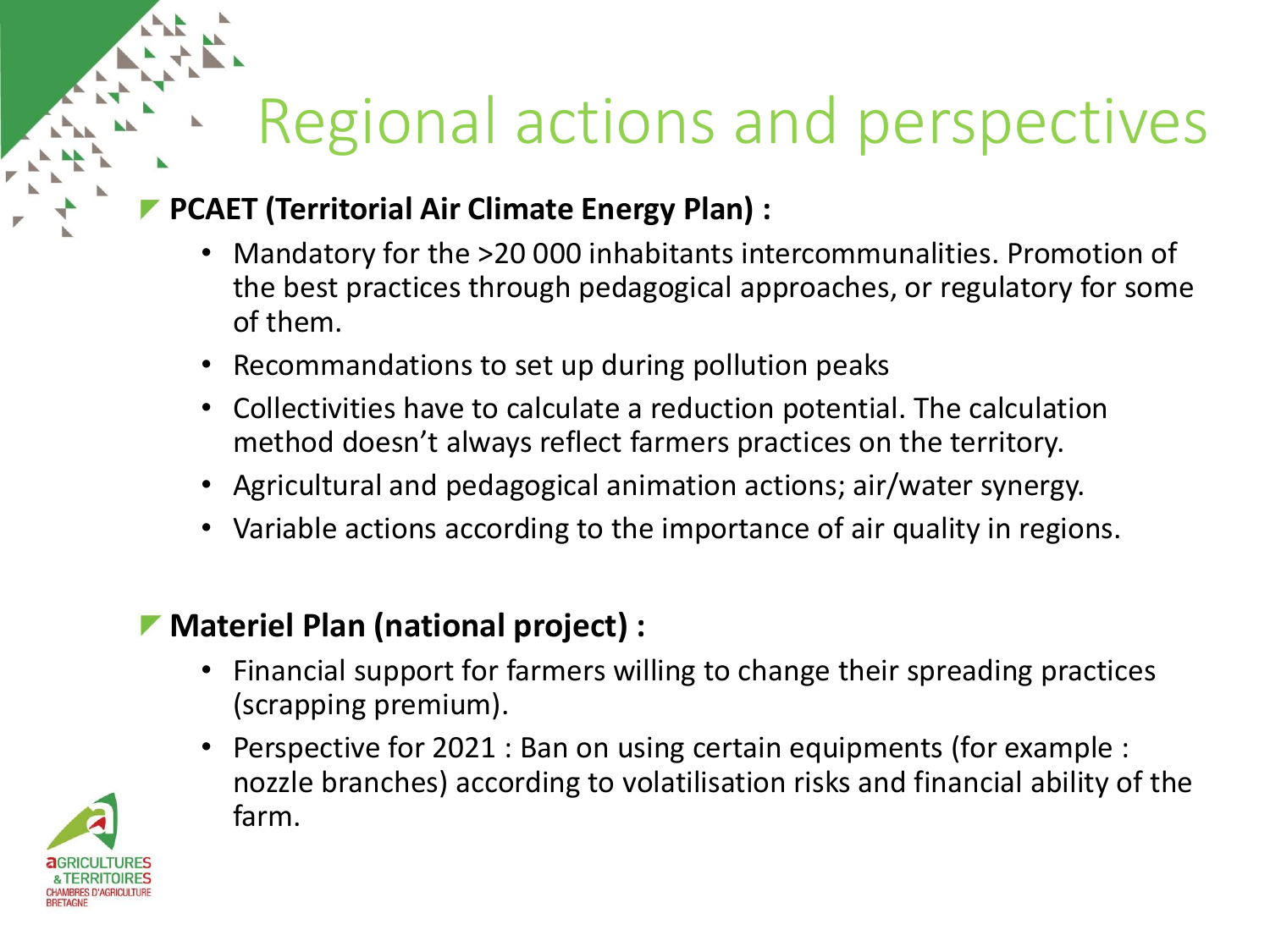# Regional actions and perspectives

- **PCAET (Territorial Air Climate Energy Plan) :**
  - Mandatory for the >20 000 inhabitants intercommunalities. Promotion of the best practices through pedagogical approaches, or regulatory for some of them.
  - Recommandations to set up during pollution peaks
  - Collectivities have to calculate a reduction potential. The calculation method doesn't always reflect farmers practices on the territory.
  - Agricultural and pedagogical animation actions; air/water synergy.
  - Variable actions according to the importance of air quality in regions.

- **Materiel Plan (national project) :**
  - Financial support for farmers willing to change their spreading practices (scrapping premium).
  - Perspective for 2021 : Ban on using certain equipments (for example : nozzle branches) according to volatilisation risks and financial ability of the farm.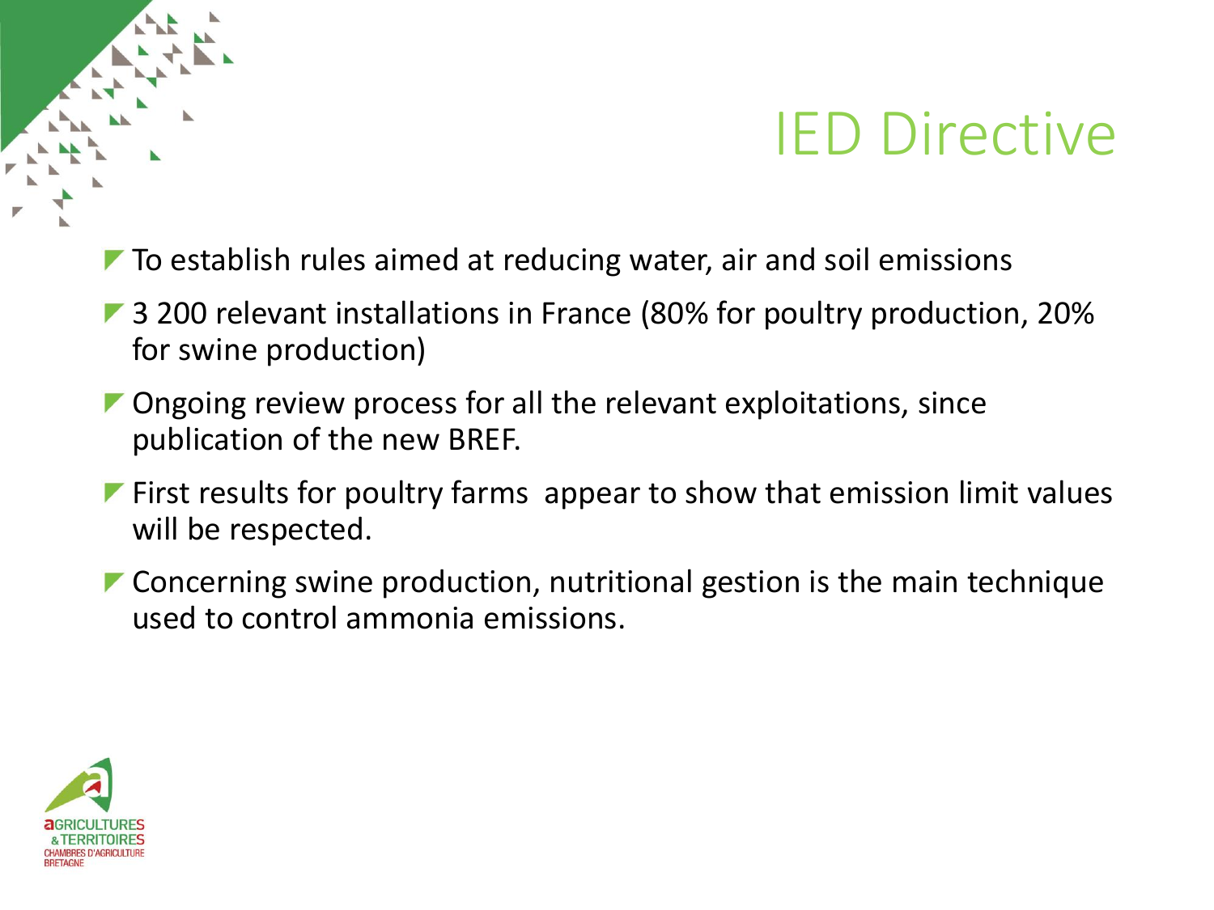# IED Directive

- To establish rules aimed at reducing water, air and soil emissions
- 3 200 relevant installations in France (80% for poultry production, 20% for swine production)
- Ongoing review process for all the relevant exploitations, since publication of the new BREF.
- First results for poultry farms appear to show that emission limit values will be respected.
- Concerning swine production, nutritional gestion is the main technique used to control ammonia emissions.